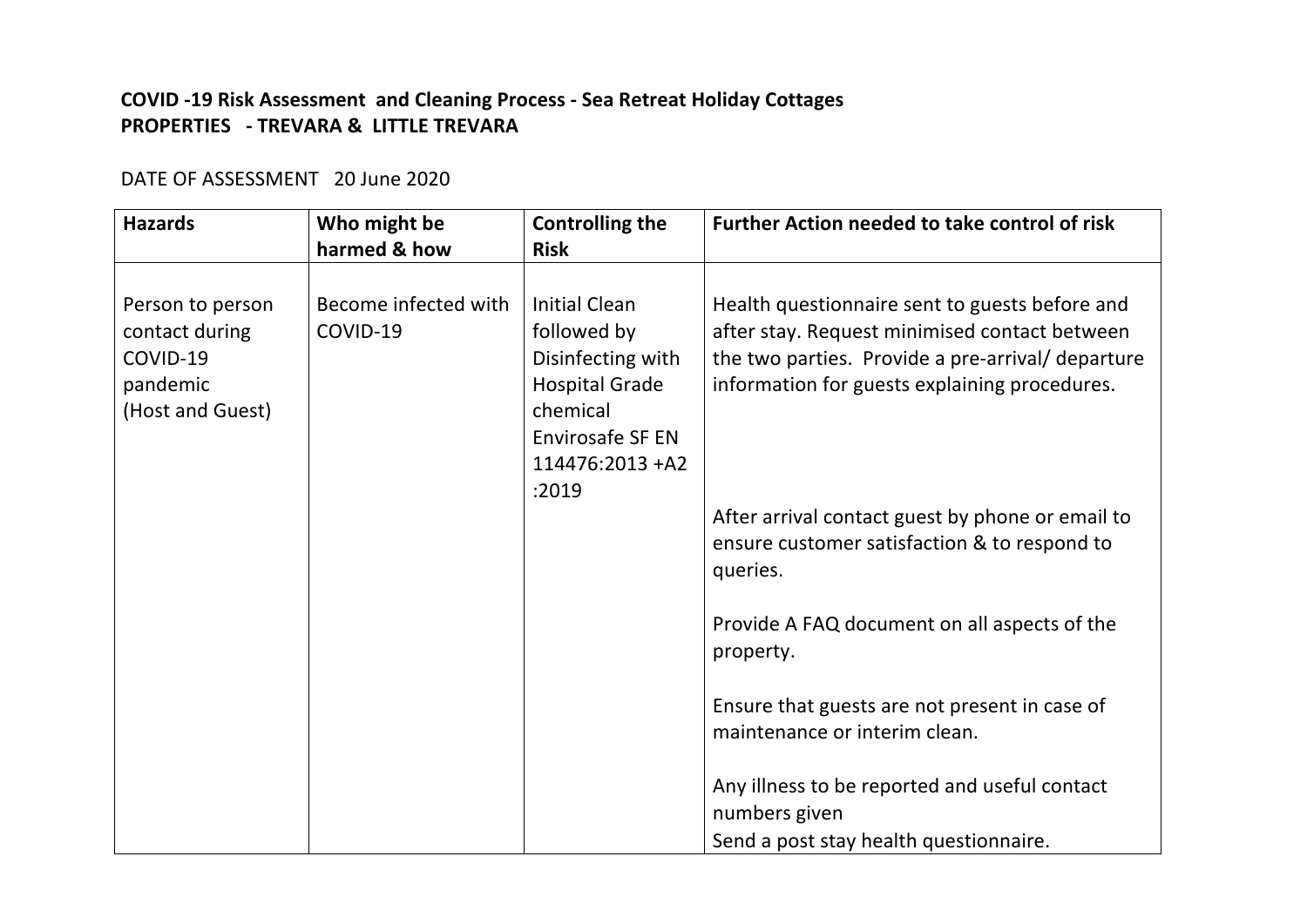**COVID -19 Risk Assessment and Cleaning Process - Sea Retreat Holiday Cottages**
**PROPERTIES - TREVARA & LITTLE TREVARA**

DATE OF ASSESSMENT 20 June 2020

| Hazards | Who might be harmed & how | Controlling the Risk | Further Action needed to take control of risk |
|---|---|---|---|
| Person to person contact during COVID-19 pandemic (Host and Guest) | Become infected with COVID-19 | Initial Clean followed by Disinfecting with Hospital Grade chemical Envirosafe SF EN 114476:2013 +A2 :2019 | Health questionnaire sent to guests before and after stay. Request minimised contact between the two parties. Provide a pre-arrival/ departure information for guests explaining procedures.<br><br>After arrival contact guest by phone or email to ensure customer satisfaction & to respond to queries.<br><br>Provide A FAQ document on all aspects of the property.<br><br>Ensure that guests are not present in case of maintenance or interim clean.<br><br>Any illness to be reported and useful contact numbers given<br>Send a post stay health questionnaire. |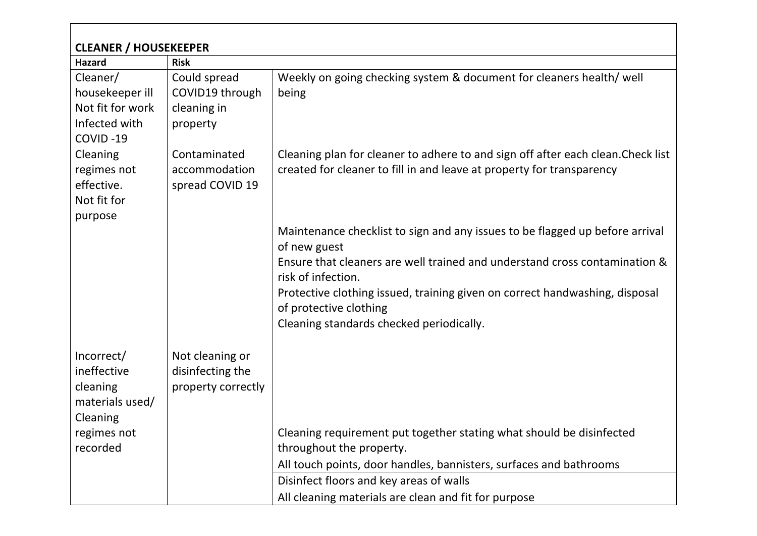**CLEANER / HOUSEKEEPER**

| Hazard | Risk | |
|---|---|---|
| Cleaner/ housekeeper ill Not fit for work Infected with COVID -19 | Could spread COVID19 through cleaning in property | Weekly on going checking system & document for cleaners health/ well being |
| Cleaning regimes not effective. Not fit for purpose | Contaminated accommodation spread COVID 19 | Cleaning plan for cleaner to adhere to and sign off after each clean.Check list created for cleaner to fill in and leave at property for transparency |
| | | Maintenance checklist to sign and any issues to be flagged up before arrival of new guest<br>Ensure that cleaners are well trained and understand cross contamination & risk of infection.<br>Protective clothing issued, training given on correct handwashing, disposal of protective clothing<br>Cleaning standards checked periodically. |
| Incorrect/ ineffective cleaning materials used/ Cleaning regimes not recorded | Not cleaning or disinfecting the property correctly | Cleaning requirement put together stating what should be disinfected throughout the property.<br>All touch points, door handles, bannisters, surfaces and bathrooms |
| | | Disinfect floors and key areas of walls<br>All cleaning materials are clean and fit for purpose |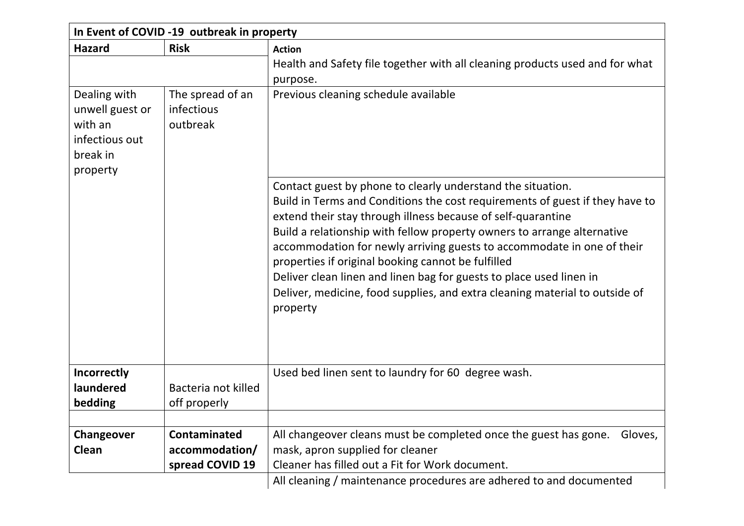| In Event of COVID -19 outbreak in property | | |
|---|---|---|
| **Hazard** | **Risk** | **Action** |
| | | Health and Safety file together with all cleaning products used and for what purpose. |
| Dealing with unwell guest or with an infectious out break in property | The spread of an infectious outbreak | Previous cleaning schedule available |
| | | Contact guest by phone to clearly understand the situation.<br>Build in Terms and Conditions the cost requirements of guest if they have to extend their stay through illness because of self-quarantine<br>Build a relationship with fellow property owners to arrange alternative accommodation for newly arriving guests to accommodate in one of their properties if original booking cannot be fulfilled<br>Deliver clean linen and linen bag for guests to place used linen in<br>Deliver, medicine, food supplies, and extra cleaning material to outside of property |
| **Incorrectly laundered bedding** | Bacteria not killed off properly | Used bed linen sent to laundry for 60 degree wash. |
| | | |
| **Changeover Clean** | **Contaminated accommodation/ spread COVID 19** | All changeover cleans must be completed once the guest has gone. Gloves, mask, apron supplied for cleaner<br>Cleaner has filled out a Fit for Work document. |
| | | All cleaning / maintenance procedures are adhered to and documented |